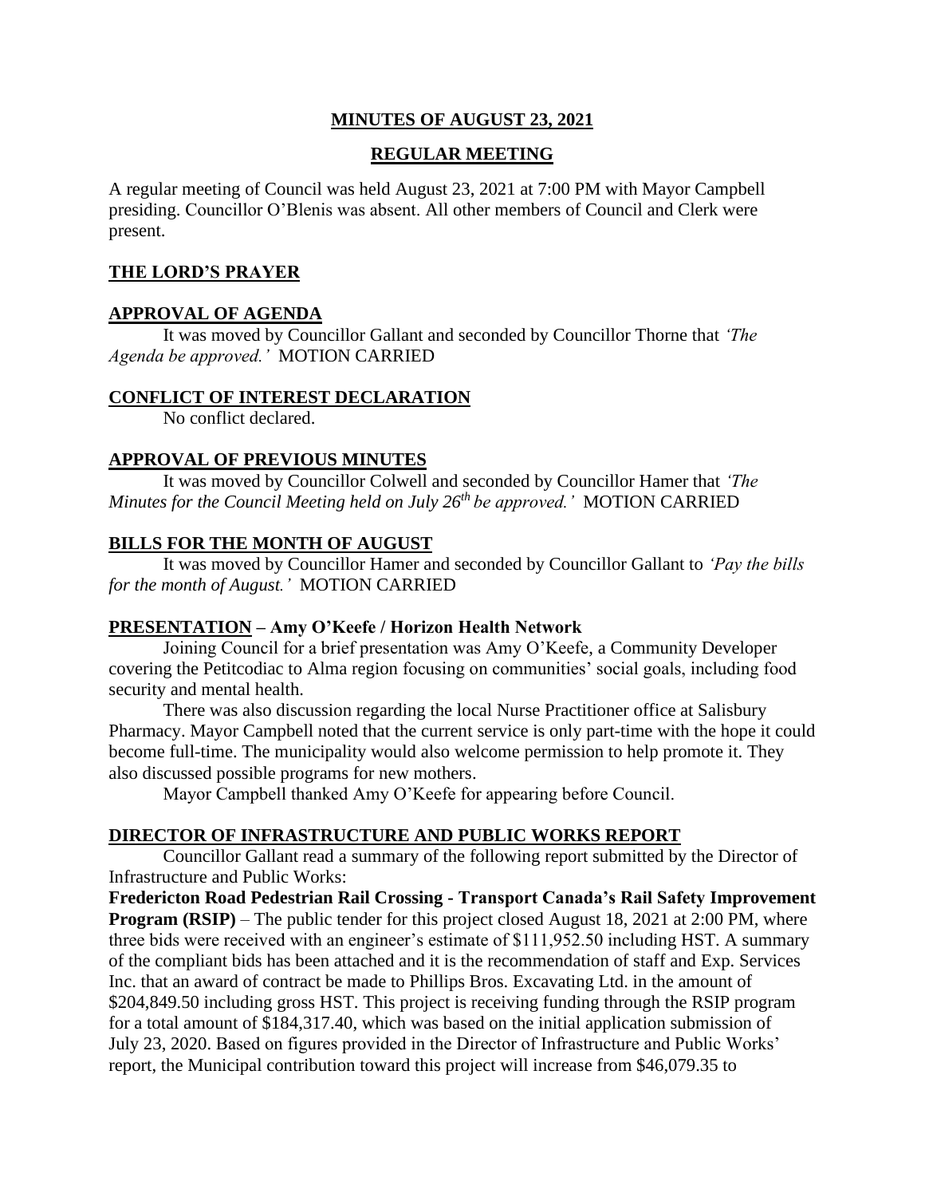# MINUTES OF AUGUST 23, 2021

## REGULAR MEETING

A regular meeting of Council was held August 23, 2021 at 7:00 PM with Mayor Campbell presiding. Councillor O'Blenis was absent. All other members of Council and Clerk were present.

### THE LORD'S PRAYER

### APPROVAL OF AGENDA

It was moved by Councillor Gallant and seconded by Councillor Thorne that *'The Agenda be approved.'* MOTION CARRIED

### CONFLICT OF INTEREST DECLARATION

No conflict declared.

### APPROVAL OF PREVIOUS MINUTES

It was moved by Councillor Colwell and seconded by Councillor Hamer that *'The Minutes for the Council Meeting held on July 26th be approved.'* MOTION CARRIED

### BILLS FOR THE MONTH OF AUGUST

It was moved by Councillor Hamer and seconded by Councillor Gallant to *'Pay the bills for the month of August.'* MOTION CARRIED

### PRESENTATION – Amy O'Keefe / Horizon Health Network

Joining Council for a brief presentation was Amy O'Keefe, a Community Developer covering the Petitcodiac to Alma region focusing on communities' social goals, including food security and mental health.

There was also discussion regarding the local Nurse Practitioner office at Salisbury Pharmacy. Mayor Campbell noted that the current service is only part-time with the hope it could become full-time. The municipality would also welcome permission to help promote it. They also discussed possible programs for new mothers.

Mayor Campbell thanked Amy O'Keefe for appearing before Council.

### DIRECTOR OF INFRASTRUCTURE AND PUBLIC WORKS REPORT

Councillor Gallant read a summary of the following report submitted by the Director of Infrastructure and Public Works:

**Fredericton Road Pedestrian Rail Crossing - Transport Canada's Rail Safety Improvement Program (RSIP)** – The public tender for this project closed August 18, 2021 at 2:00 PM, where three bids were received with an engineer's estimate of $111,952.50 including HST. A summary of the compliant bids has been attached and it is the recommendation of staff and Exp. Services Inc. that an award of contract be made to Phillips Bros. Excavating Ltd. in the amount of $204,849.50 including gross HST. This project is receiving funding through the RSIP program for a total amount of $184,317.40, which was based on the initial application submission of July 23, 2020. Based on figures provided in the Director of Infrastructure and Public Works' report, the Municipal contribution toward this project will increase from $46,079.35 to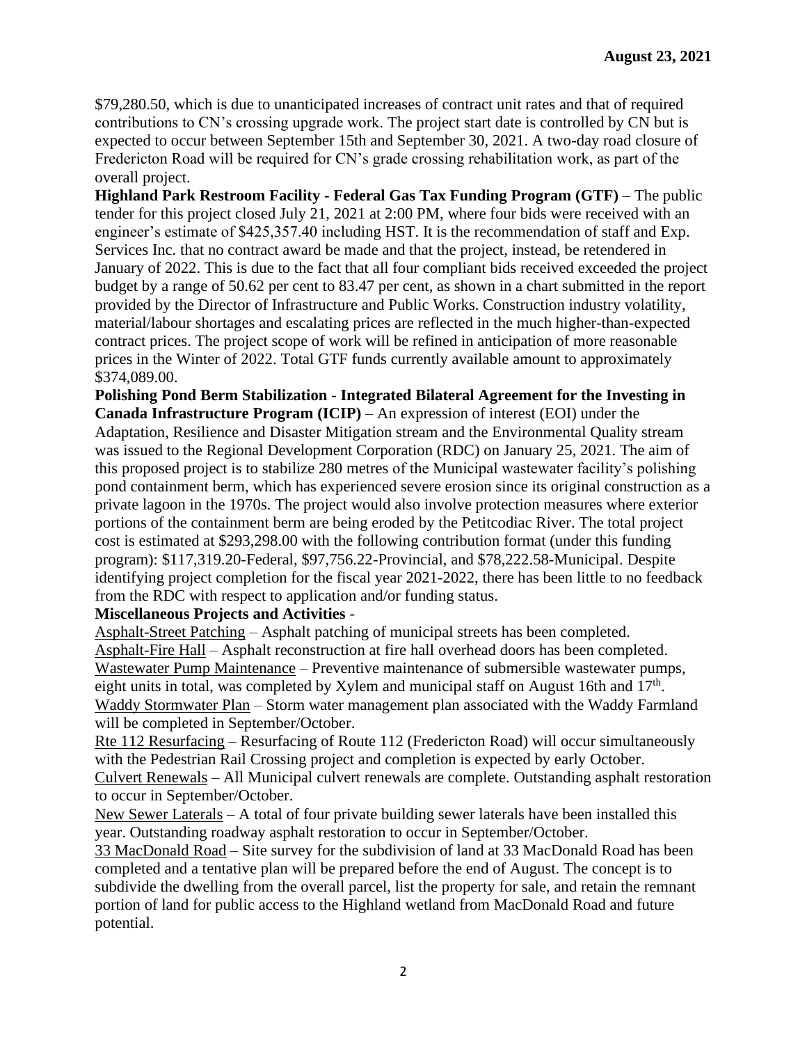$79,280.50, which is due to unanticipated increases of contract unit rates and that of required contributions to CN's crossing upgrade work. The project start date is controlled by CN but is expected to occur between September 15th and September 30, 2021. A two-day road closure of Fredericton Road will be required for CN's grade crossing rehabilitation work, as part of the overall project.

**Highland Park Restroom Facility - Federal Gas Tax Funding Program (GTF)** – The public tender for this project closed July 21, 2021 at 2:00 PM, where four bids were received with an engineer's estimate of $425,357.40 including HST. It is the recommendation of staff and Exp. Services Inc. that no contract award be made and that the project, instead, be retendered in January of 2022. This is due to the fact that all four compliant bids received exceeded the project budget by a range of 50.62 per cent to 83.47 per cent, as shown in a chart submitted in the report provided by the Director of Infrastructure and Public Works. Construction industry volatility, material/labour shortages and escalating prices are reflected in the much higher-than-expected contract prices. The project scope of work will be refined in anticipation of more reasonable prices in the Winter of 2022. Total GTF funds currently available amount to approximately $374,089.00.

**Polishing Pond Berm Stabilization - Integrated Bilateral Agreement for the Investing in Canada Infrastructure Program (ICIP)** – An expression of interest (EOI) under the Adaptation, Resilience and Disaster Mitigation stream and the Environmental Quality stream was issued to the Regional Development Corporation (RDC) on January 25, 2021. The aim of this proposed project is to stabilize 280 metres of the Municipal wastewater facility's polishing pond containment berm, which has experienced severe erosion since its original construction as a private lagoon in the 1970s. The project would also involve protection measures where exterior portions of the containment berm are being eroded by the Petitcodiac River. The total project cost is estimated at $293,298.00 with the following contribution format (under this funding program): $117,319.20-Federal, $97,756.22-Provincial, and $78,222.58-Municipal. Despite identifying project completion for the fiscal year 2021-2022, there has been little to no feedback from the RDC with respect to application and/or funding status.

**Miscellaneous Projects and Activities** -

Asphalt-Street Patching – Asphalt patching of municipal streets has been completed.

Asphalt-Fire Hall – Asphalt reconstruction at fire hall overhead doors has been completed.

Wastewater Pump Maintenance – Preventive maintenance of submersible wastewater pumps, eight units in total, was completed by Xylem and municipal staff on August 16th and 17th.

Waddy Stormwater Plan – Storm water management plan associated with the Waddy Farmland will be completed in September/October.

Rte 112 Resurfacing – Resurfacing of Route 112 (Fredericton Road) will occur simultaneously with the Pedestrian Rail Crossing project and completion is expected by early October.

Culvert Renewals – All Municipal culvert renewals are complete. Outstanding asphalt restoration to occur in September/October.

New Sewer Laterals – A total of four private building sewer laterals have been installed this year. Outstanding roadway asphalt restoration to occur in September/October.

33 MacDonald Road – Site survey for the subdivision of land at 33 MacDonald Road has been completed and a tentative plan will be prepared before the end of August. The concept is to subdivide the dwelling from the overall parcel, list the property for sale, and retain the remnant portion of land for public access to the Highland wetland from MacDonald Road and future potential.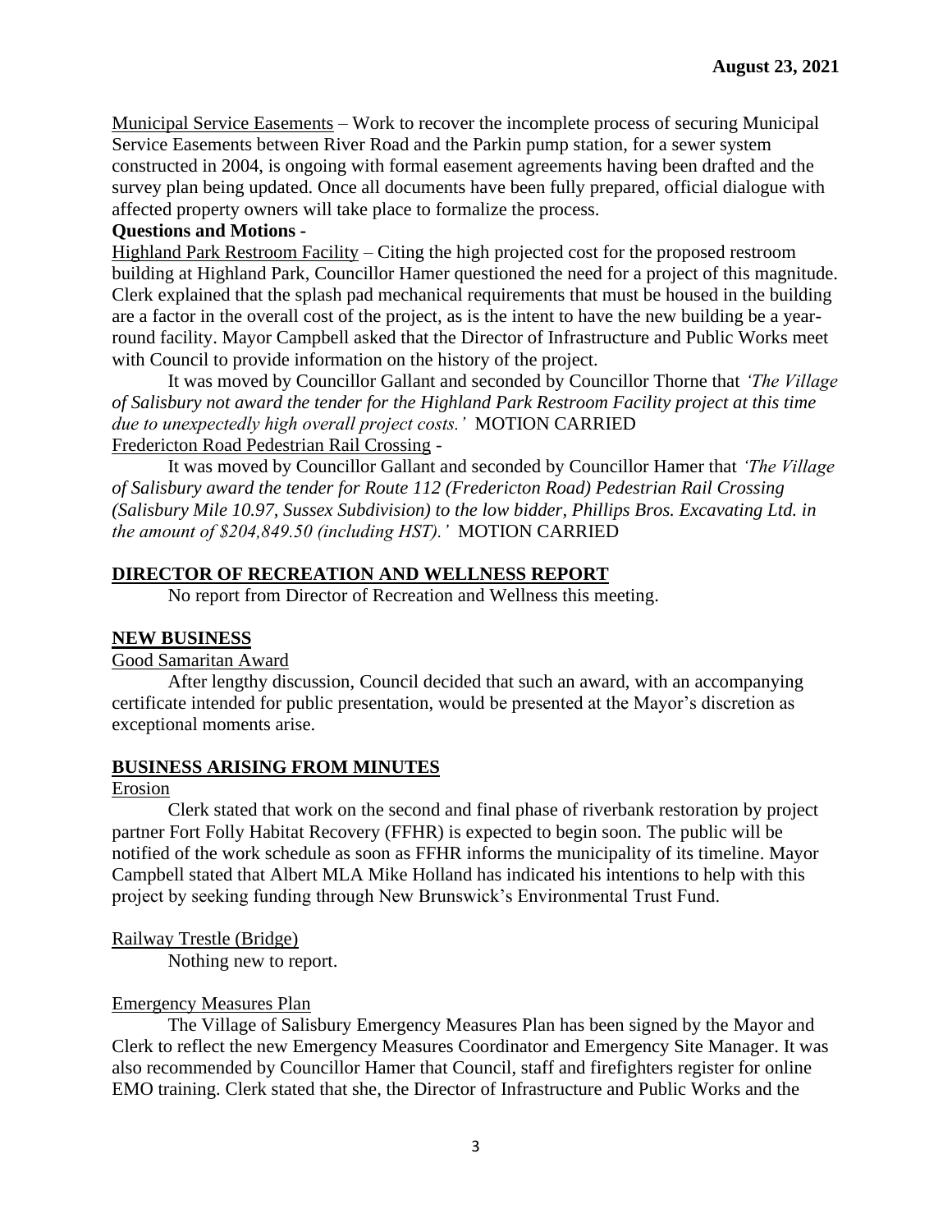Municipal Service Easements – Work to recover the incomplete process of securing Municipal Service Easements between River Road and the Parkin pump station, for a sewer system constructed in 2004, is ongoing with formal easement agreements having been drafted and the survey plan being updated. Once all documents have been fully prepared, official dialogue with affected property owners will take place to formalize the process.

**Questions and Motions -**

Highland Park Restroom Facility – Citing the high projected cost for the proposed restroom building at Highland Park, Councillor Hamer questioned the need for a project of this magnitude. Clerk explained that the splash pad mechanical requirements that must be housed in the building are a factor in the overall cost of the project, as is the intent to have the new building be a year-round facility. Mayor Campbell asked that the Director of Infrastructure and Public Works meet with Council to provide information on the history of the project.

It was moved by Councillor Gallant and seconded by Councillor Thorne that *'The Village of Salisbury not award the tender for the Highland Park Restroom Facility project at this time due to unexpectedly high overall project costs.'* MOTION CARRIED

Fredericton Road Pedestrian Rail Crossing -

It was moved by Councillor Gallant and seconded by Councillor Hamer that *'The Village of Salisbury award the tender for Route 112 (Fredericton Road) Pedestrian Rail Crossing (Salisbury Mile 10.97, Sussex Subdivision) to the low bidder, Phillips Bros. Excavating Ltd. in the amount of $204,849.50 (including HST).'* MOTION CARRIED

## DIRECTOR OF RECREATION AND WELLNESS REPORT

No report from Director of Recreation and Wellness this meeting.

## NEW BUSINESS

Good Samaritan Award

After lengthy discussion, Council decided that such an award, with an accompanying certificate intended for public presentation, would be presented at the Mayor's discretion as exceptional moments arise.

## BUSINESS ARISING FROM MINUTES

Erosion

Clerk stated that work on the second and final phase of riverbank restoration by project partner Fort Folly Habitat Recovery (FFHR) is expected to begin soon. The public will be notified of the work schedule as soon as FFHR informs the municipality of its timeline. Mayor Campbell stated that Albert MLA Mike Holland has indicated his intentions to help with this project by seeking funding through New Brunswick's Environmental Trust Fund.

Railway Trestle (Bridge)

Nothing new to report.

Emergency Measures Plan

The Village of Salisbury Emergency Measures Plan has been signed by the Mayor and Clerk to reflect the new Emergency Measures Coordinator and Emergency Site Manager. It was also recommended by Councillor Hamer that Council, staff and firefighters register for online EMO training. Clerk stated that she, the Director of Infrastructure and Public Works and the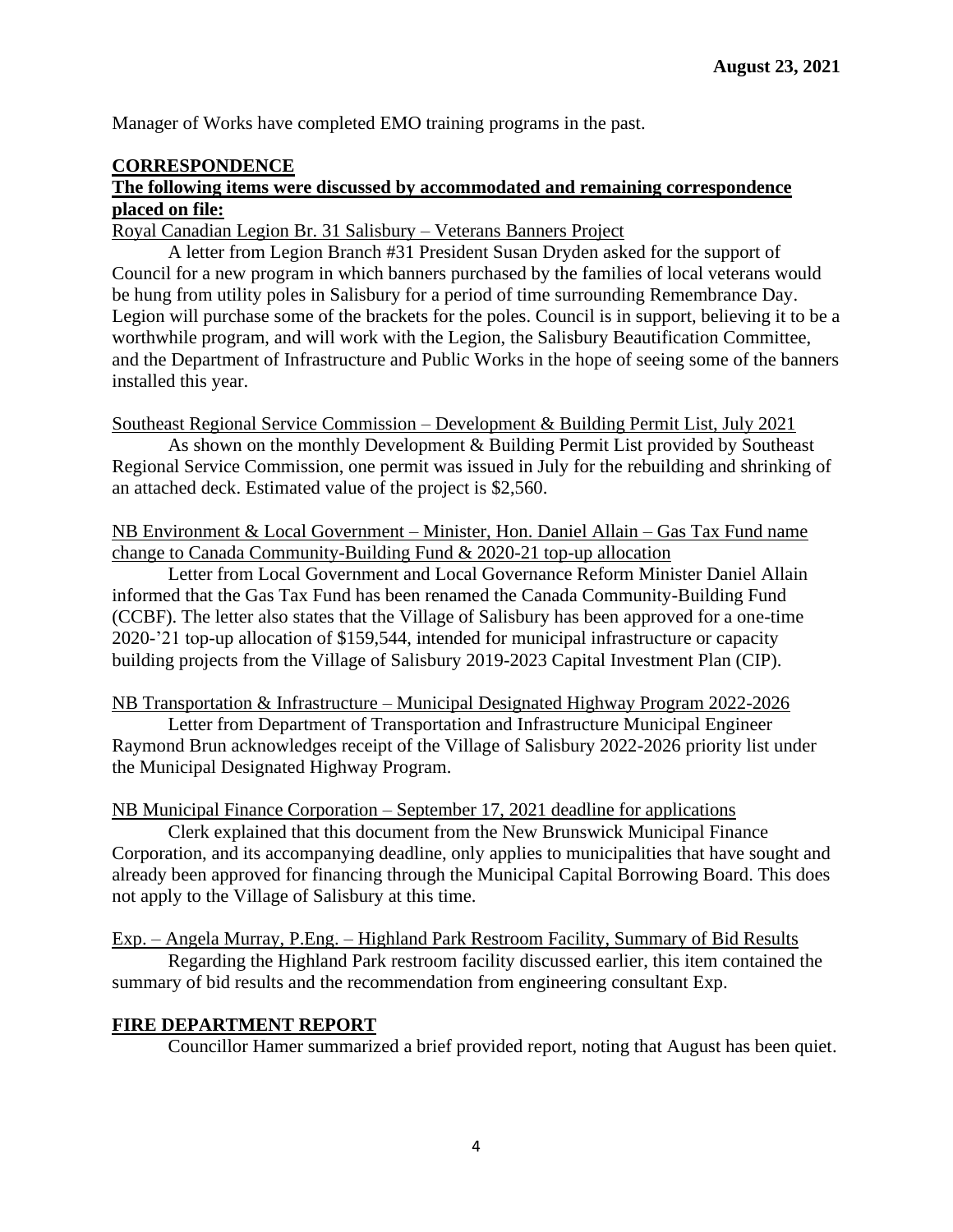Manager of Works have completed EMO training programs in the past.

## CORRESPONDENCE

**The following items were discussed by accommodated and remaining correspondence placed on file:**

Royal Canadian Legion Br. 31 Salisbury – Veterans Banners Project

A letter from Legion Branch #31 President Susan Dryden asked for the support of Council for a new program in which banners purchased by the families of local veterans would be hung from utility poles in Salisbury for a period of time surrounding Remembrance Day. Legion will purchase some of the brackets for the poles. Council is in support, believing it to be a worthwhile program, and will work with the Legion, the Salisbury Beautification Committee, and the Department of Infrastructure and Public Works in the hope of seeing some of the banners installed this year.

Southeast Regional Service Commission – Development & Building Permit List, July 2021

As shown on the monthly Development & Building Permit List provided by Southeast Regional Service Commission, one permit was issued in July for the rebuilding and shrinking of an attached deck. Estimated value of the project is $2,560.

NB Environment & Local Government – Minister, Hon. Daniel Allain – Gas Tax Fund name change to Canada Community-Building Fund & 2020-21 top-up allocation

Letter from Local Government and Local Governance Reform Minister Daniel Allain informed that the Gas Tax Fund has been renamed the Canada Community-Building Fund (CCBF). The letter also states that the Village of Salisbury has been approved for a one-time 2020-'21 top-up allocation of $159,544, intended for municipal infrastructure or capacity building projects from the Village of Salisbury 2019-2023 Capital Investment Plan (CIP).

NB Transportation & Infrastructure – Municipal Designated Highway Program 2022-2026

Letter from Department of Transportation and Infrastructure Municipal Engineer Raymond Brun acknowledges receipt of the Village of Salisbury 2022-2026 priority list under the Municipal Designated Highway Program.

NB Municipal Finance Corporation – September 17, 2021 deadline for applications

Clerk explained that this document from the New Brunswick Municipal Finance Corporation, and its accompanying deadline, only applies to municipalities that have sought and already been approved for financing through the Municipal Capital Borrowing Board. This does not apply to the Village of Salisbury at this time.

Exp. – Angela Murray, P.Eng. – Highland Park Restroom Facility, Summary of Bid Results

Regarding the Highland Park restroom facility discussed earlier, this item contained the summary of bid results and the recommendation from engineering consultant Exp.

## FIRE DEPARTMENT REPORT

Councillor Hamer summarized a brief provided report, noting that August has been quiet.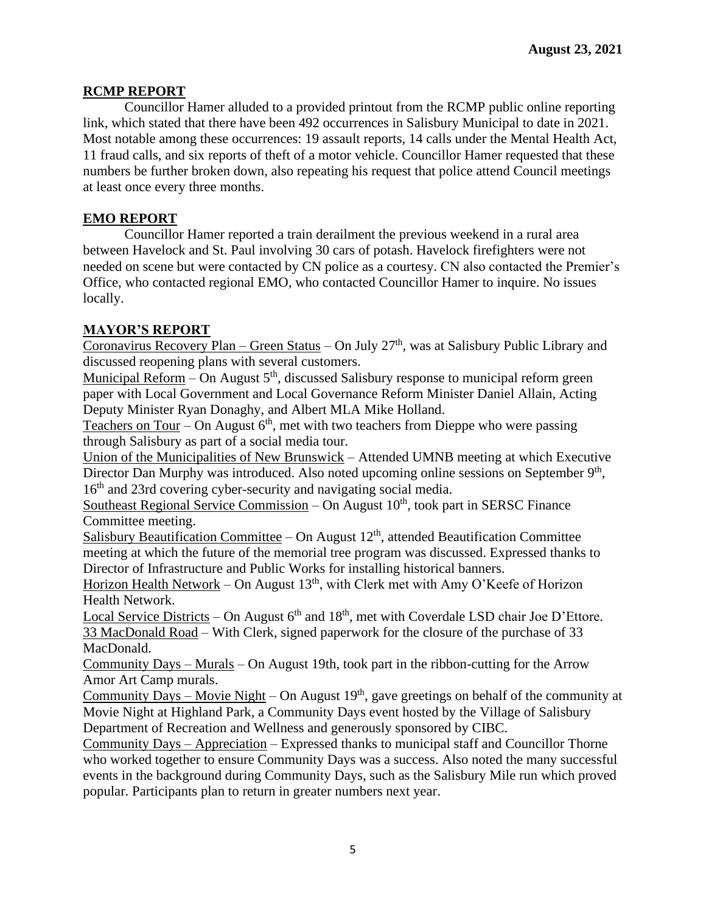**RCMP REPORT**

Councillor Hamer alluded to a provided printout from the RCMP public online reporting link, which stated that there have been 492 occurrences in Salisbury Municipal to date in 2021. Most notable among these occurrences: 19 assault reports, 14 calls under the Mental Health Act, 11 fraud calls, and six reports of theft of a motor vehicle. Councillor Hamer requested that these numbers be further broken down, also repeating his request that police attend Council meetings at least once every three months.

**EMO REPORT**

Councillor Hamer reported a train derailment the previous weekend in a rural area between Havelock and St. Paul involving 30 cars of potash. Havelock firefighters were not needed on scene but were contacted by CN police as a courtesy. CN also contacted the Premier's Office, who contacted regional EMO, who contacted Councillor Hamer to inquire. No issues locally.

**MAYOR'S REPORT**

Coronavirus Recovery Plan – Green Status – On July 27th, was at Salisbury Public Library and discussed reopening plans with several customers.

Municipal Reform – On August 5th, discussed Salisbury response to municipal reform green paper with Local Government and Local Governance Reform Minister Daniel Allain, Acting Deputy Minister Ryan Donaghy, and Albert MLA Mike Holland.

Teachers on Tour – On August 6th, met with two teachers from Dieppe who were passing through Salisbury as part of a social media tour.

Union of the Municipalities of New Brunswick – Attended UMNB meeting at which Executive Director Dan Murphy was introduced. Also noted upcoming online sessions on September 9th, 16th and 23rd covering cyber-security and navigating social media.

Southeast Regional Service Commission – On August 10th, took part in SERSC Finance Committee meeting.

Salisbury Beautification Committee – On August 12th, attended Beautification Committee meeting at which the future of the memorial tree program was discussed. Expressed thanks to Director of Infrastructure and Public Works for installing historical banners.

Horizon Health Network – On August 13th, with Clerk met with Amy O'Keefe of Horizon Health Network.

Local Service Districts – On August 6th and 18th, met with Coverdale LSD chair Joe D'Ettore.

33 MacDonald Road – With Clerk, signed paperwork for the closure of the purchase of 33 MacDonald.

Community Days – Murals – On August 19th, took part in the ribbon-cutting for the Arrow Amor Art Camp murals.

Community Days – Movie Night – On August 19th, gave greetings on behalf of the community at Movie Night at Highland Park, a Community Days event hosted by the Village of Salisbury Department of Recreation and Wellness and generously sponsored by CIBC.

Community Days – Appreciation – Expressed thanks to municipal staff and Councillor Thorne who worked together to ensure Community Days was a success. Also noted the many successful events in the background during Community Days, such as the Salisbury Mile run which proved popular. Participants plan to return in greater numbers next year.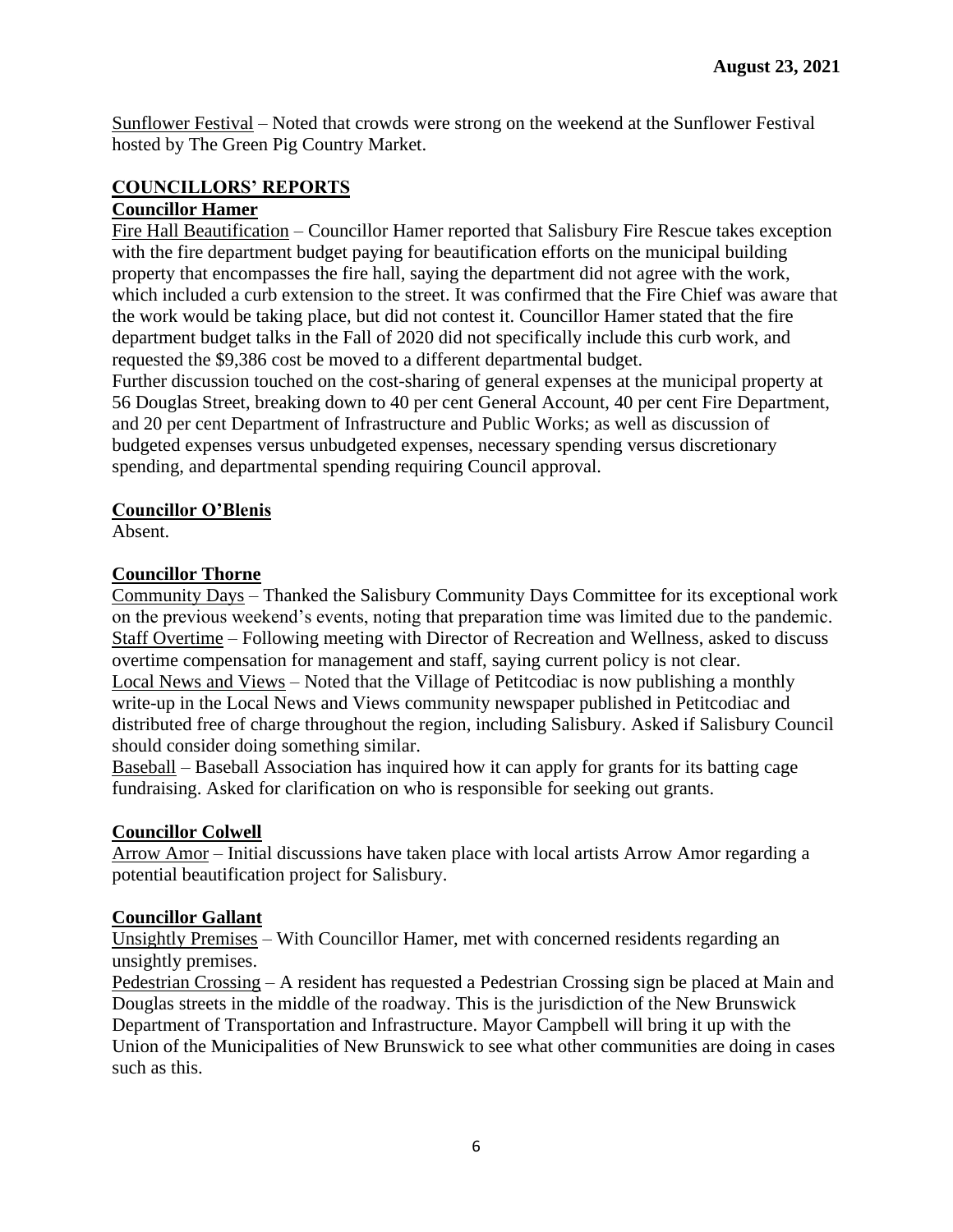Sunflower Festival – Noted that crowds were strong on the weekend at the Sunflower Festival hosted by The Green Pig Country Market.

## COUNCILLORS' REPORTS

### Councillor Hamer

Fire Hall Beautification – Councillor Hamer reported that Salisbury Fire Rescue takes exception with the fire department budget paying for beautification efforts on the municipal building property that encompasses the fire hall, saying the department did not agree with the work, which included a curb extension to the street. It was confirmed that the Fire Chief was aware that the work would be taking place, but did not contest it. Councillor Hamer stated that the fire department budget talks in the Fall of 2020 did not specifically include this curb work, and requested the $9,386 cost be moved to a different departmental budget.

Further discussion touched on the cost-sharing of general expenses at the municipal property at 56 Douglas Street, breaking down to 40 per cent General Account, 40 per cent Fire Department, and 20 per cent Department of Infrastructure and Public Works; as well as discussion of budgeted expenses versus unbudgeted expenses, necessary spending versus discretionary spending, and departmental spending requiring Council approval.

### Councillor O'Blenis

Absent.

### Councillor Thorne

Community Days – Thanked the Salisbury Community Days Committee for its exceptional work on the previous weekend's events, noting that preparation time was limited due to the pandemic.

Staff Overtime – Following meeting with Director of Recreation and Wellness, asked to discuss overtime compensation for management and staff, saying current policy is not clear.

Local News and Views – Noted that the Village of Petitcodiac is now publishing a monthly write-up in the Local News and Views community newspaper published in Petitcodiac and distributed free of charge throughout the region, including Salisbury. Asked if Salisbury Council should consider doing something similar.

Baseball – Baseball Association has inquired how it can apply for grants for its batting cage fundraising. Asked for clarification on who is responsible for seeking out grants.

### Councillor Colwell

Arrow Amor – Initial discussions have taken place with local artists Arrow Amor regarding a potential beautification project for Salisbury.

### Councillor Gallant

Unsightly Premises – With Councillor Hamer, met with concerned residents regarding an unsightly premises.

Pedestrian Crossing – A resident has requested a Pedestrian Crossing sign be placed at Main and Douglas streets in the middle of the roadway. This is the jurisdiction of the New Brunswick Department of Transportation and Infrastructure. Mayor Campbell will bring it up with the Union of the Municipalities of New Brunswick to see what other communities are doing in cases such as this.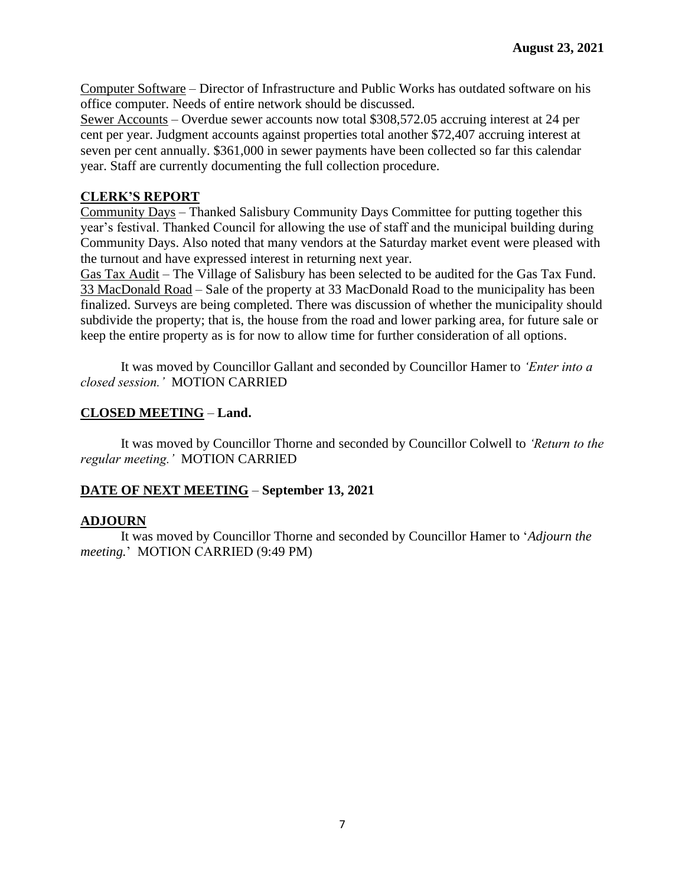Computer Software – Director of Infrastructure and Public Works has outdated software on his office computer. Needs of entire network should be discussed.

Sewer Accounts – Overdue sewer accounts now total $308,572.05 accruing interest at 24 per cent per year. Judgment accounts against properties total another $72,407 accruing interest at seven per cent annually. $361,000 in sewer payments have been collected so far this calendar year. Staff are currently documenting the full collection procedure.

## CLERK'S REPORT

Community Days – Thanked Salisbury Community Days Committee for putting together this year's festival. Thanked Council for allowing the use of staff and the municipal building during Community Days. Also noted that many vendors at the Saturday market event were pleased with the turnout and have expressed interest in returning next year.

Gas Tax Audit – The Village of Salisbury has been selected to be audited for the Gas Tax Fund.

33 MacDonald Road – Sale of the property at 33 MacDonald Road to the municipality has been finalized. Surveys are being completed. There was discussion of whether the municipality should subdivide the property; that is, the house from the road and lower parking area, for future sale or keep the entire property as is for now to allow time for further consideration of all options.

It was moved by Councillor Gallant and seconded by Councillor Hamer to *'Enter into a closed session.'* MOTION CARRIED

## CLOSED MEETING – Land.

It was moved by Councillor Thorne and seconded by Councillor Colwell to *'Return to the regular meeting.'* MOTION CARRIED

## DATE OF NEXT MEETING – September 13, 2021

## ADJOURN

It was moved by Councillor Thorne and seconded by Councillor Hamer to '*Adjourn the meeting.*' MOTION CARRIED (9:49 PM)